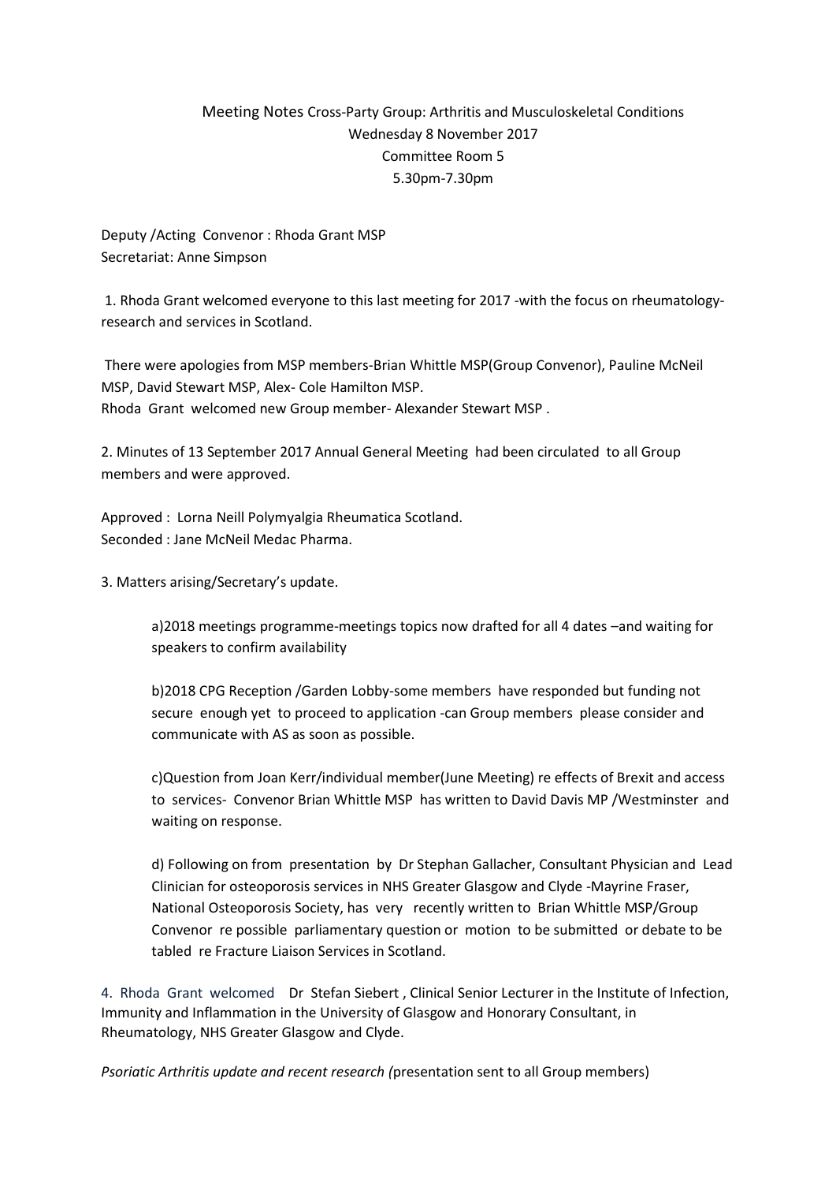Meeting Notes Cross-Party Group: Arthritis and Musculoskeletal Conditions
Wednesday 8 November 2017
Committee Room 5
5.30pm-7.30pm

Deputy /Acting Convenor : Rhoda Grant MSP
Secretariat: Anne Simpson

1. Rhoda Grant welcomed everyone to this last meeting for 2017 -with the focus on rheumatology-research and services in Scotland.

There were apologies from MSP members-Brian Whittle MSP(Group Convenor), Pauline McNeil MSP, David Stewart MSP, Alex- Cole Hamilton MSP.
Rhoda Grant welcomed new Group member- Alexander Stewart MSP .

2. Minutes of 13 September 2017 Annual General Meeting had been circulated to all Group members and were approved.

Approved : Lorna Neill Polymyalgia Rheumatica Scotland.
Seconded : Jane McNeil Medac Pharma.

3. Matters arising/Secretary's update.

a)2018 meetings programme-meetings topics now drafted for all 4 dates –and waiting for speakers to confirm availability

b)2018 CPG Reception /Garden Lobby-some members have responded but funding not secure enough yet to proceed to application -can Group members please consider and communicate with AS as soon as possible.

c)Question from Joan Kerr/individual member(June Meeting) re effects of Brexit and access to services- Convenor Brian Whittle MSP has written to David Davis MP /Westminster and waiting on response.

d) Following on from presentation by Dr Stephan Gallacher, Consultant Physician and Lead Clinician for osteoporosis services in NHS Greater Glasgow and Clyde -Mayrine Fraser, National Osteoporosis Society, has very recently written to Brian Whittle MSP/Group Convenor re possible parliamentary question or motion to be submitted or debate to be tabled re Fracture Liaison Services in Scotland.

4. Rhoda Grant welcomed Dr Stefan Siebert , Clinical Senior Lecturer in the Institute of Infection, Immunity and Inflammation in the University of Glasgow and Honorary Consultant, in Rheumatology, NHS Greater Glasgow and Clyde.

*Psoriatic Arthritis update and recent research (*presentation sent to all Group members)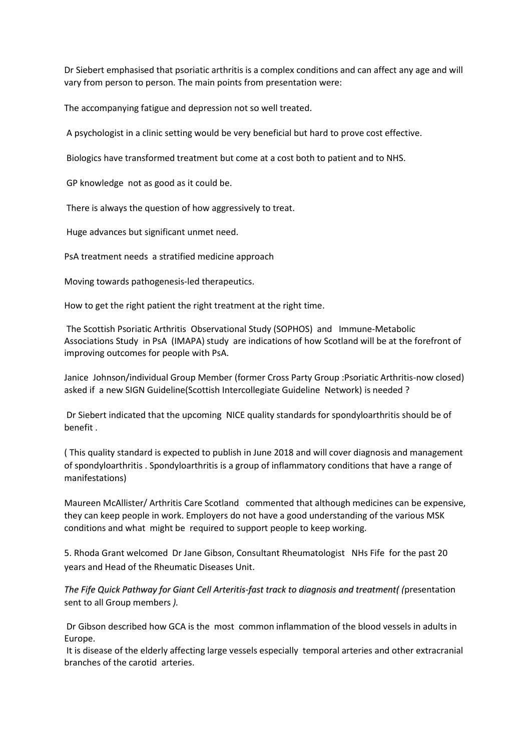Dr Siebert emphasised that psoriatic arthritis is a complex conditions and can affect any age and will vary from person to person. The main points from presentation were:

The accompanying fatigue and depression not so well treated.

A psychologist in a clinic setting would be very beneficial but hard to prove cost effective.

Biologics have transformed treatment but come at a cost both to patient and to NHS.

GP knowledge not as good as it could be.

There is always the question of how aggressively to treat.

Huge advances but significant unmet need.

PsA treatment needs a stratified medicine approach

Moving towards pathogenesis-led therapeutics.

How to get the right patient the right treatment at the right time.

The Scottish Psoriatic Arthritis Observational Study (SOPHOS) and Immune-Metabolic Associations Study in PsA (IMAPA) study are indications of how Scotland will be at the forefront of improving outcomes for people with PsA.

Janice Johnson/individual Group Member (former Cross Party Group :Psoriatic Arthritis-now closed) asked if a new SIGN Guideline(Scottish Intercollegiate Guideline Network) is needed ?

Dr Siebert indicated that the upcoming NICE quality standards for spondyloarthritis should be of benefit .

( This quality standard is expected to publish in June 2018 and will cover diagnosis and management of spondyloarthritis . Spondyloarthritis is a group of inflammatory conditions that have a range of manifestations)

Maureen McAllister/ Arthritis Care Scotland commented that although medicines can be expensive, they can keep people in work. Employers do not have a good understanding of the various MSK conditions and what might be required to support people to keep working.

5. Rhoda Grant welcomed Dr Jane Gibson, Consultant Rheumatologist NHs Fife for the past 20 years and Head of the Rheumatic Diseases Unit.

*The Fife Quick Pathway for Giant Cell Arteritis-fast track to diagnosis and treatment( (*presentation sent to all Group members *).*

Dr Gibson described how GCA is the most common inflammation of the blood vessels in adults in Europe.
It is disease of the elderly affecting large vessels especially temporal arteries and other extracranial branches of the carotid arteries.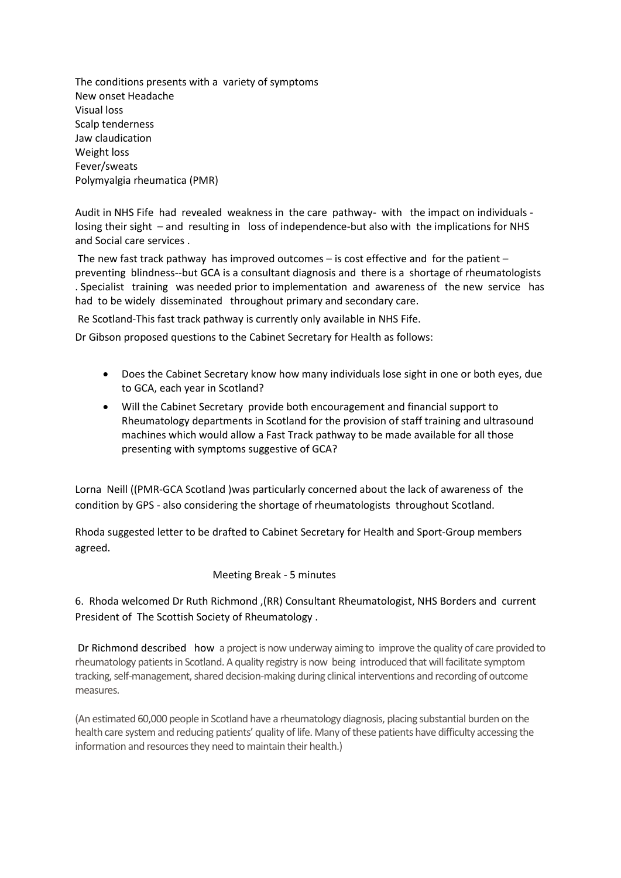The conditions presents with a variety of symptoms
New onset Headache
Visual loss
Scalp tenderness
Jaw claudication
Weight loss
Fever/sweats
Polymyalgia rheumatica (PMR)

Audit in NHS Fife had revealed weakness in the care pathway- with the impact on individuals - losing their sight – and resulting in loss of independence-but also with the implications for NHS and Social care services .

The new fast track pathway has improved outcomes – is cost effective and for the patient – preventing blindness--but GCA is a consultant diagnosis and there is a shortage of rheumatologists . Specialist training was needed prior to implementation and awareness of the new service has had to be widely disseminated throughout primary and secondary care.

Re Scotland-This fast track pathway is currently only available in NHS Fife.

Dr Gibson proposed questions to the Cabinet Secretary for Health as follows:

- Does the Cabinet Secretary know how many individuals lose sight in one or both eyes, due to GCA, each year in Scotland?
- Will the Cabinet Secretary provide both encouragement and financial support to Rheumatology departments in Scotland for the provision of staff training and ultrasound machines which would allow a Fast Track pathway to be made available for all those presenting with symptoms suggestive of GCA?

Lorna Neill ((PMR-GCA Scotland )was particularly concerned about the lack of awareness of the condition by GPS - also considering the shortage of rheumatologists throughout Scotland.

Rhoda suggested letter to be drafted to Cabinet Secretary for Health and Sport-Group members agreed.

Meeting Break - 5 minutes

6. Rhoda welcomed Dr Ruth Richmond ,(RR) Consultant Rheumatologist, NHS Borders and current President of The Scottish Society of Rheumatology .

Dr Richmond described how a project is now underway aiming to improve the quality of care provided to rheumatology patients in Scotland. A quality registry is now being introduced that will facilitate symptom tracking, self-management, shared decision-making during clinical interventions and recording of outcome measures.

(An estimated 60,000 people in Scotland have a rheumatology diagnosis, placing substantial burden on the health care system and reducing patients' quality of life. Many of these patients have difficulty accessing the information and resources they need to maintain their health.)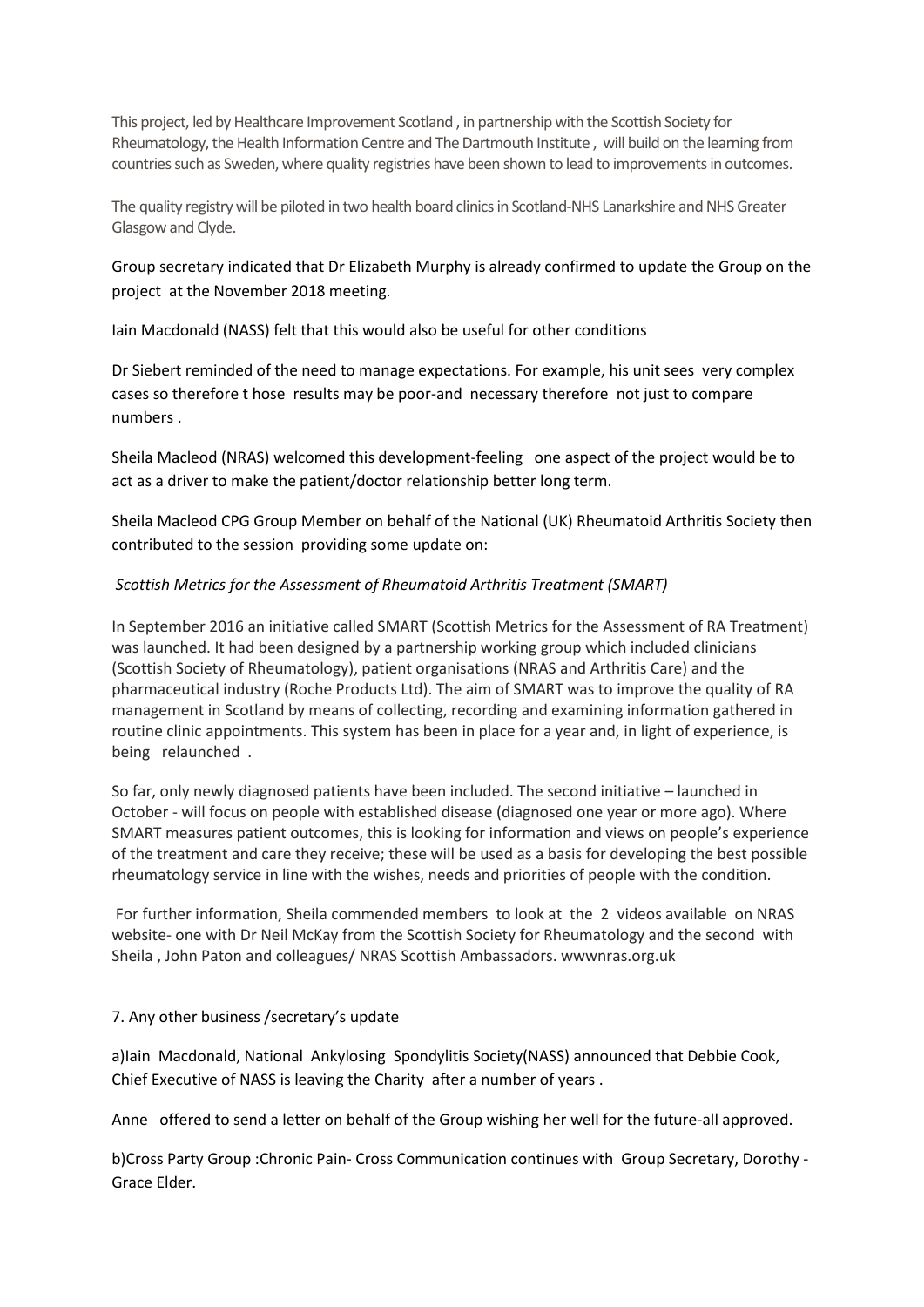This project, led by Healthcare Improvement Scotland , in partnership with the Scottish Society for Rheumatology, the Health Information Centre and The Dartmouth Institute , will build on the learning from countries such as Sweden, where quality registries have been shown to lead to improvements in outcomes.

The quality registry will be piloted in two health board clinics in Scotland-NHS Lanarkshire and NHS Greater Glasgow and Clyde.

Group secretary indicated that Dr Elizabeth Murphy is already confirmed to update the Group on the project at the November 2018 meeting.

Iain Macdonald (NASS) felt that this would also be useful for other conditions

Dr Siebert reminded of the need to manage expectations. For example, his unit sees very complex cases so therefore t hose results may be poor-and necessary therefore not just to compare numbers .

Sheila Macleod (NRAS) welcomed this development-feeling one aspect of the project would be to act as a driver to make the patient/doctor relationship better long term.

Sheila Macleod CPG Group Member on behalf of the National (UK) Rheumatoid Arthritis Society then contributed to the session providing some update on:

*Scottish Metrics for the Assessment of Rheumatoid Arthritis Treatment (SMART)*

In September 2016 an initiative called SMART (Scottish Metrics for the Assessment of RA Treatment) was launched. It had been designed by a partnership working group which included clinicians (Scottish Society of Rheumatology), patient organisations (NRAS and Arthritis Care) and the pharmaceutical industry (Roche Products Ltd). The aim of SMART was to improve the quality of RA management in Scotland by means of collecting, recording and examining information gathered in routine clinic appointments. This system has been in place for a year and, in light of experience, is being relaunched .

So far, only newly diagnosed patients have been included. The second initiative – launched in October - will focus on people with established disease (diagnosed one year or more ago). Where SMART measures patient outcomes, this is looking for information and views on people's experience of the treatment and care they receive; these will be used as a basis for developing the best possible rheumatology service in line with the wishes, needs and priorities of people with the condition.

For further information, Sheila commended members to look at the 2 videos available on NRAS website- one with Dr Neil McKay from the Scottish Society for Rheumatology and the second with Sheila , John Paton and colleagues/ NRAS Scottish Ambassadors. wwwnras.org.uk

7. Any other business /secretary's update

a)Iain Macdonald, National Ankylosing Spondylitis Society(NASS) announced that Debbie Cook, Chief Executive of NASS is leaving the Charity after a number of years .

Anne offered to send a letter on behalf of the Group wishing her well for the future-all approved.

b)Cross Party Group :Chronic Pain- Cross Communication continues with Group Secretary, Dorothy -Grace Elder.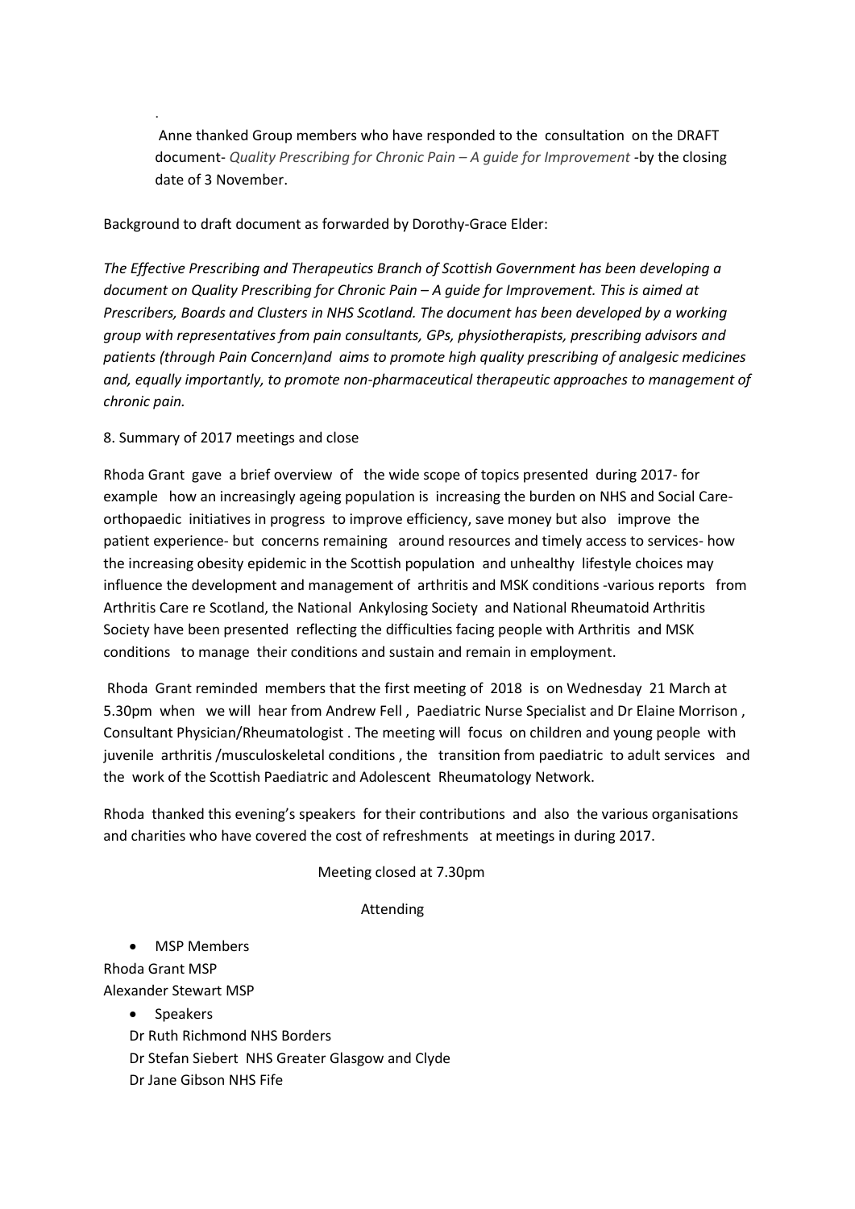.

Anne thanked Group members who have responded to the consultation on the DRAFT document- *Quality Prescribing for Chronic Pain – A guide for Improvement* -by the closing date of 3 November.

Background to draft document as forwarded by Dorothy-Grace Elder:

*The Effective Prescribing and Therapeutics Branch of Scottish Government has been developing a document on Quality Prescribing for Chronic Pain – A guide for Improvement. This is aimed at Prescribers, Boards and Clusters in NHS Scotland. The document has been developed by a working group with representatives from pain consultants, GPs, physiotherapists, prescribing advisors and patients (through Pain Concern)and aims to promote high quality prescribing of analgesic medicines and, equally importantly, to promote non-pharmaceutical therapeutic approaches to management of chronic pain.*

8. Summary of 2017 meetings and close

Rhoda Grant gave a brief overview of the wide scope of topics presented during 2017- for example how an increasingly ageing population is increasing the burden on NHS and Social Care- orthopaedic initiatives in progress to improve efficiency, save money but also improve the patient experience- but concerns remaining around resources and timely access to services- how the increasing obesity epidemic in the Scottish population and unhealthy lifestyle choices may influence the development and management of arthritis and MSK conditions -various reports from Arthritis Care re Scotland, the National Ankylosing Society and National Rheumatoid Arthritis Society have been presented reflecting the difficulties facing people with Arthritis and MSK conditions to manage their conditions and sustain and remain in employment.

Rhoda Grant reminded members that the first meeting of 2018 is on Wednesday 21 March at 5.30pm when we will hear from Andrew Fell , Paediatric Nurse Specialist and Dr Elaine Morrison , Consultant Physician/Rheumatologist . The meeting will focus on children and young people with juvenile arthritis /musculoskeletal conditions , the transition from paediatric to adult services and the work of the Scottish Paediatric and Adolescent Rheumatology Network.

Rhoda thanked this evening's speakers for their contributions and also the various organisations and charities who have covered the cost of refreshments at meetings in during 2017.

Meeting closed at 7.30pm

Attending

- MSP Members

Rhoda Grant MSP
Alexander Stewart MSP

- Speakers

Dr Ruth Richmond NHS Borders
Dr Stefan Siebert NHS Greater Glasgow and Clyde
Dr Jane Gibson NHS Fife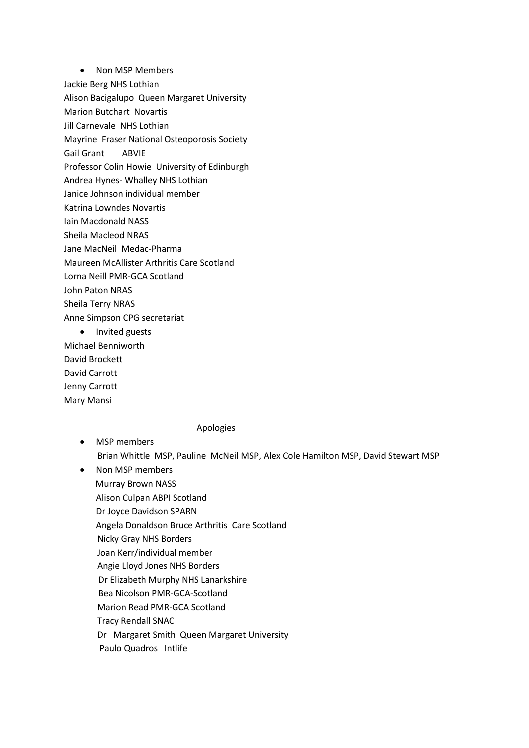- Non MSP Members

Jackie Berg NHS Lothian
Alison Bacigalupo Queen Margaret University
Marion Butchart Novartis
Jill Carnevale NHS Lothian
Mayrine Fraser National Osteoporosis Society
Gail Grant ABVIE
Professor Colin Howie University of Edinburgh
Andrea Hynes- Whalley NHS Lothian
Janice Johnson individual member
Katrina Lowndes Novartis
Iain Macdonald NASS
Sheila Macleod NRAS
Jane MacNeil Medac-Pharma
Maureen McAllister Arthritis Care Scotland
Lorna Neill PMR-GCA Scotland
John Paton NRAS
Sheila Terry NRAS
Anne Simpson CPG secretariat

- Invited guests

Michael Benniworth
David Brockett
David Carrott
Jenny Carrott
Mary Mansi

Apologies

- MSP members
  Brian Whittle MSP, Pauline McNeil MSP, Alex Cole Hamilton MSP, David Stewart MSP
- Non MSP members
  Murray Brown NASS
  Alison Culpan ABPI Scotland
  Dr Joyce Davidson SPARN
  Angela Donaldson Bruce Arthritis Care Scotland
  Nicky Gray NHS Borders
  Joan Kerr/individual member
  Angie Lloyd Jones NHS Borders
  Dr Elizabeth Murphy NHS Lanarkshire
  Bea Nicolson PMR-GCA-Scotland
  Marion Read PMR-GCA Scotland
  Tracy Rendall SNAC
  Dr Margaret Smith Queen Margaret University
  Paulo Quadros Intlife